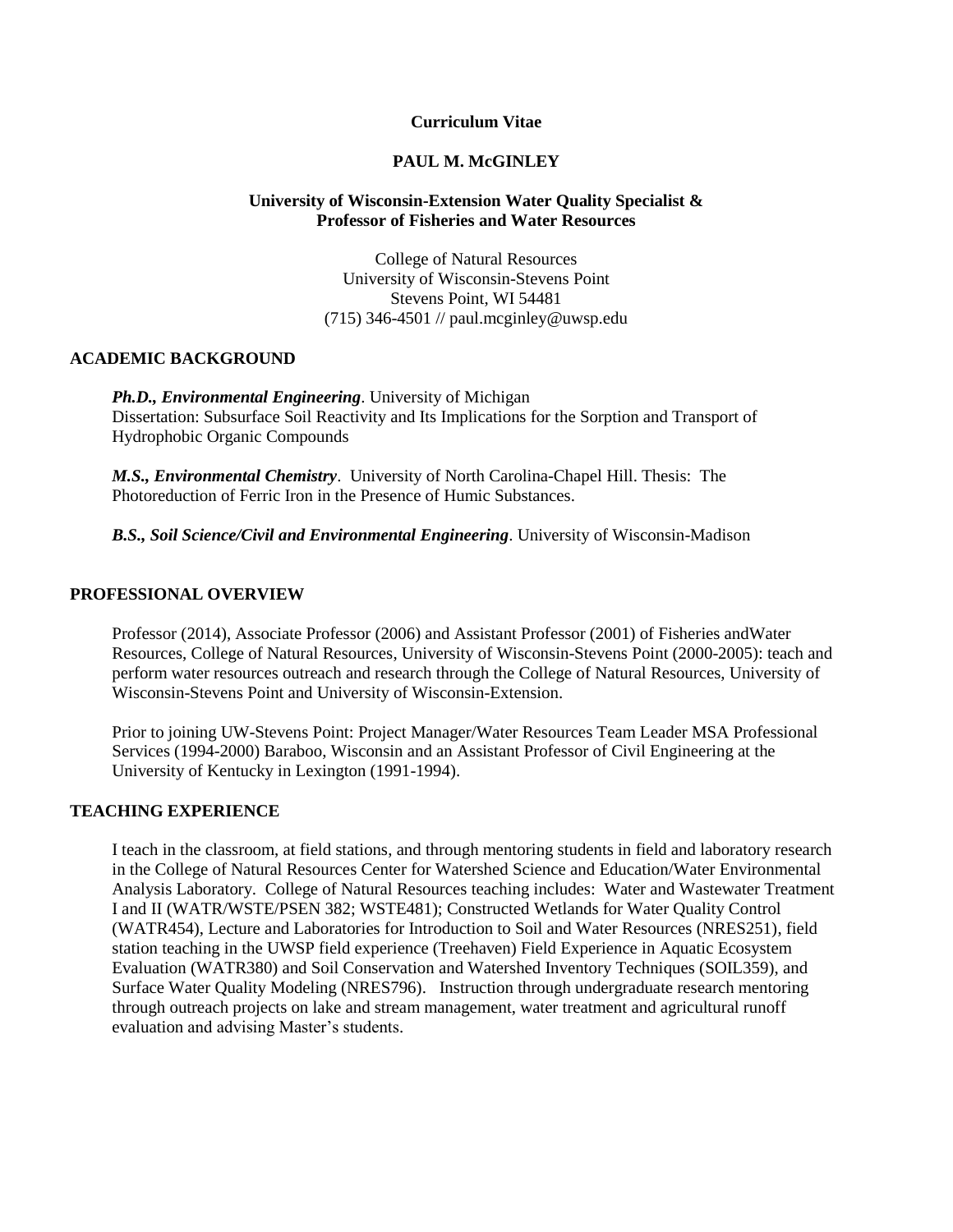**Curriculum Vitae**

# PAUL M. McGINLEY

**University of Wisconsin-Extension Water Quality Specialist &**
**Professor of Fisheries and Water Resources**

College of Natural Resources
University of Wisconsin-Stevens Point
Stevens Point, WI 54481
(715) 346-4501 // paul.mcginley@uwsp.edu

## ACADEMIC BACKGROUND

***Ph.D., Environmental Engineering***. University of Michigan
Dissertation: Subsurface Soil Reactivity and Its Implications for the Sorption and Transport of Hydrophobic Organic Compounds

***M.S., Environmental Chemistry***. University of North Carolina-Chapel Hill. Thesis: The Photoreduction of Ferric Iron in the Presence of Humic Substances.

***B.S., Soil Science/Civil and Environmental Engineering***. University of Wisconsin-Madison

## PROFESSIONAL OVERVIEW

Professor (2014), Associate Professor (2006) and Assistant Professor (2001) of Fisheries andWater Resources, College of Natural Resources, University of Wisconsin-Stevens Point (2000-2005): teach and perform water resources outreach and research through the College of Natural Resources, University of Wisconsin-Stevens Point and University of Wisconsin-Extension.

Prior to joining UW-Stevens Point: Project Manager/Water Resources Team Leader MSA Professional Services (1994-2000) Baraboo, Wisconsin and an Assistant Professor of Civil Engineering at the University of Kentucky in Lexington (1991-1994).

## TEACHING EXPERIENCE

I teach in the classroom, at field stations, and through mentoring students in field and laboratory research in the College of Natural Resources Center for Watershed Science and Education/Water Environmental Analysis Laboratory. College of Natural Resources teaching includes: Water and Wastewater Treatment I and II (WATR/WSTE/PSEN 382; WSTE481); Constructed Wetlands for Water Quality Control (WATR454), Lecture and Laboratories for Introduction to Soil and Water Resources (NRES251), field station teaching in the UWSP field experience (Treehaven) Field Experience in Aquatic Ecosystem Evaluation (WATR380) and Soil Conservation and Watershed Inventory Techniques (SOIL359), and Surface Water Quality Modeling (NRES796). Instruction through undergraduate research mentoring through outreach projects on lake and stream management, water treatment and agricultural runoff evaluation and advising Master's students.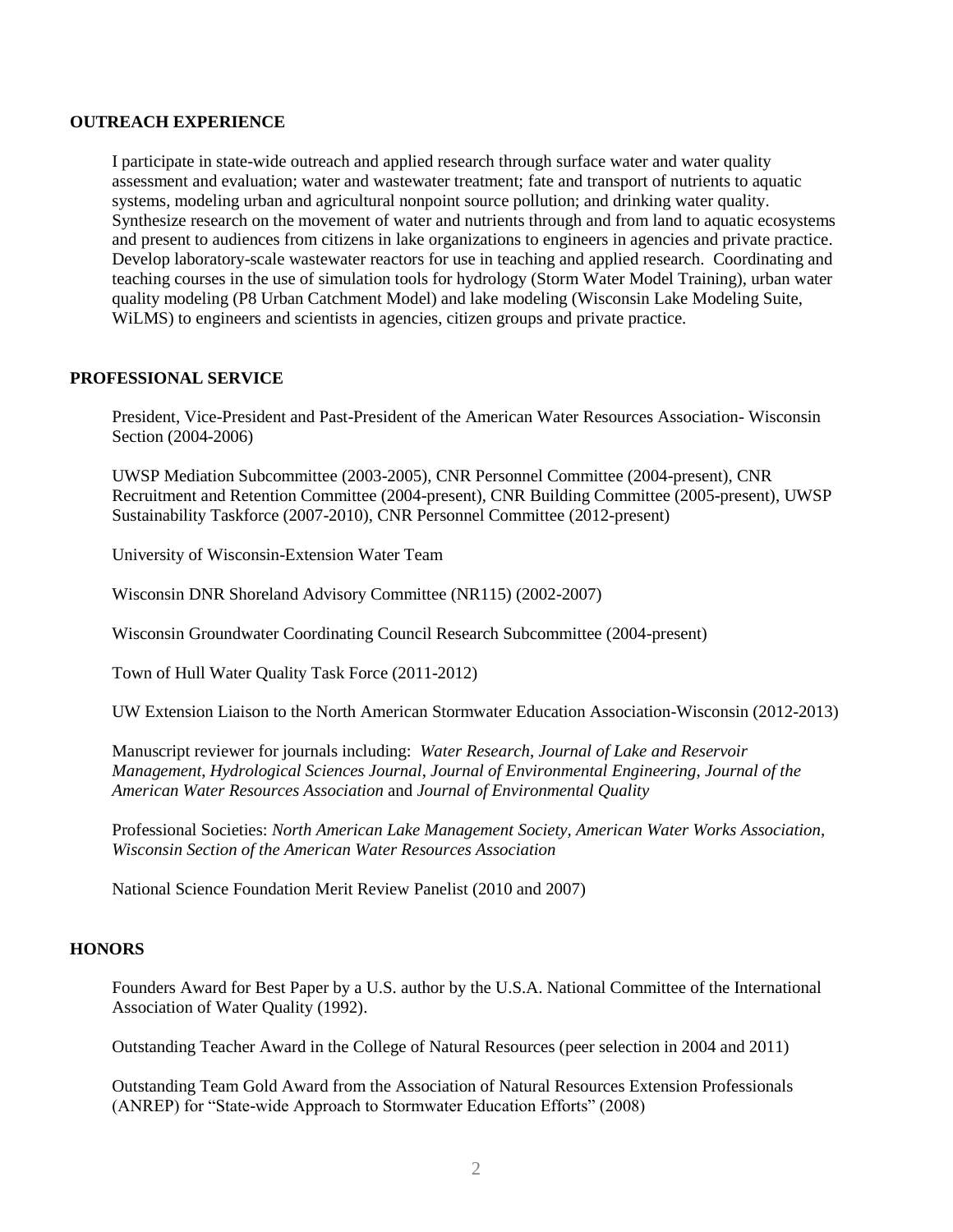## OUTREACH EXPERIENCE

I participate in state-wide outreach and applied research through surface water and water quality assessment and evaluation; water and wastewater treatment; fate and transport of nutrients to aquatic systems, modeling urban and agricultural nonpoint source pollution; and drinking water quality. Synthesize research on the movement of water and nutrients through and from land to aquatic ecosystems and present to audiences from citizens in lake organizations to engineers in agencies and private practice. Develop laboratory-scale wastewater reactors for use in teaching and applied research. Coordinating and teaching courses in the use of simulation tools for hydrology (Storm Water Model Training), urban water quality modeling (P8 Urban Catchment Model) and lake modeling (Wisconsin Lake Modeling Suite, WiLMS) to engineers and scientists in agencies, citizen groups and private practice.

## PROFESSIONAL SERVICE

President, Vice-President and Past-President of the American Water Resources Association- Wisconsin Section (2004-2006)

UWSP Mediation Subcommittee (2003-2005), CNR Personnel Committee (2004-present), CNR Recruitment and Retention Committee (2004-present), CNR Building Committee (2005-present), UWSP Sustainability Taskforce (2007-2010), CNR Personnel Committee (2012-present)

University of Wisconsin-Extension Water Team

Wisconsin DNR Shoreland Advisory Committee (NR115) (2002-2007)

Wisconsin Groundwater Coordinating Council Research Subcommittee (2004-present)

Town of Hull Water Quality Task Force (2011-2012)

UW Extension Liaison to the North American Stormwater Education Association-Wisconsin (2012-2013)

Manuscript reviewer for journals including: *Water Research*, *Journal of Lake and Reservoir Management*, *Hydrological Sciences Journal*, *Journal of Environmental Engineering*, *Journal of the American Water Resources Association* and *Journal of Environmental Quality*

Professional Societies: *North American Lake Management Society, American Water Works Association, Wisconsin Section of the American Water Resources Association*

National Science Foundation Merit Review Panelist (2010 and 2007)

## HONORS

Founders Award for Best Paper by a U.S. author by the U.S.A. National Committee of the International Association of Water Quality (1992).

Outstanding Teacher Award in the College of Natural Resources (peer selection in 2004 and 2011)

Outstanding Team Gold Award from the Association of Natural Resources Extension Professionals (ANREP) for "State-wide Approach to Stormwater Education Efforts" (2008)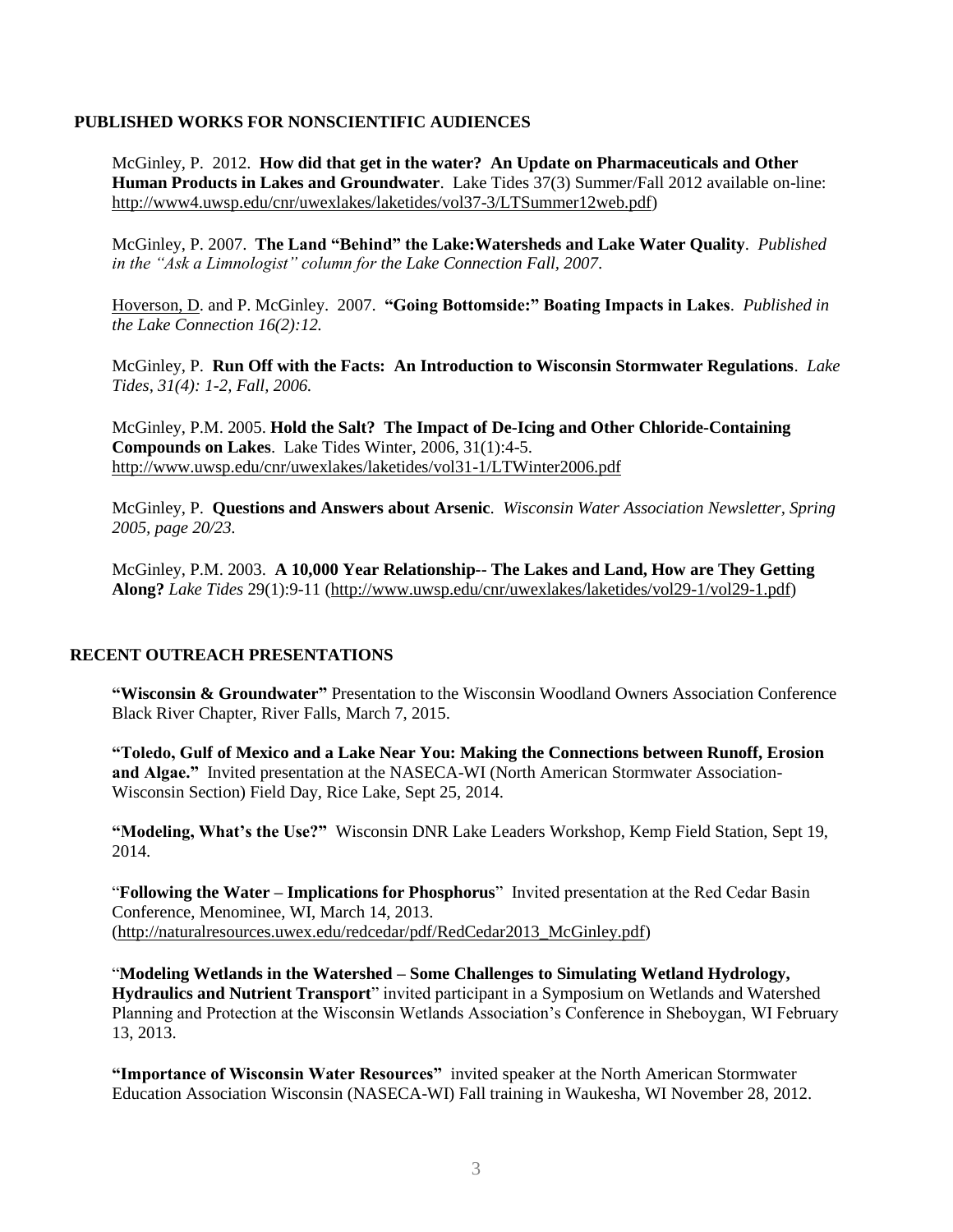## PUBLISHED WORKS FOR NONSCIENTIFIC AUDIENCES

McGinley, P. 2012. **How did that get in the water? An Update on Pharmaceuticals and Other Human Products in Lakes and Groundwater**. Lake Tides 37(3) Summer/Fall 2012 available on-line: http://www4.uwsp.edu/cnr/uwexlakes/laketides/vol37-3/LTSummer12web.pdf)

McGinley, P. 2007. **The Land "Behind" the Lake:Watersheds and Lake Water Quality**. *Published in the "Ask a Limnologist" column for the Lake Connection Fall, 2007*.

Hoverson, D. and P. McGinley. 2007. **"Going Bottomside:" Boating Impacts in Lakes**. *Published in the Lake Connection 16(2):12.*

McGinley, P. **Run Off with the Facts: An Introduction to Wisconsin Stormwater Regulations**. *Lake Tides, 31(4): 1-2, Fall, 2006.*

McGinley, P.M. 2005. **Hold the Salt? The Impact of De-Icing and Other Chloride-Containing Compounds on Lakes**. Lake Tides Winter, 2006, 31(1):4-5. http://www.uwsp.edu/cnr/uwexlakes/laketides/vol31-1/LTWinter2006.pdf

McGinley, P. **Questions and Answers about Arsenic**. *Wisconsin Water Association Newsletter, Spring 2005, page 20/23.*

McGinley, P.M. 2003. **A 10,000 Year Relationship-- The Lakes and Land, How are They Getting Along?** *Lake Tides* 29(1):9-11 (http://www.uwsp.edu/cnr/uwexlakes/laketides/vol29-1/vol29-1.pdf)

## RECENT OUTREACH PRESENTATIONS

**"Wisconsin & Groundwater"** Presentation to the Wisconsin Woodland Owners Association Conference Black River Chapter, River Falls, March 7, 2015.

**"Toledo, Gulf of Mexico and a Lake Near You: Making the Connections between Runoff, Erosion and Algae."** Invited presentation at the NASECA-WI (North American Stormwater Association-Wisconsin Section) Field Day, Rice Lake, Sept 25, 2014.

**"Modeling, What's the Use?"** Wisconsin DNR Lake Leaders Workshop, Kemp Field Station, Sept 19, 2014.

"**Following the Water – Implications for Phosphorus**" Invited presentation at the Red Cedar Basin Conference, Menominee, WI, March 14, 2013. (http://naturalresources.uwex.edu/redcedar/pdf/RedCedar2013_McGinley.pdf)

"**Modeling Wetlands in the Watershed – Some Challenges to Simulating Wetland Hydrology, Hydraulics and Nutrient Transport**" invited participant in a Symposium on Wetlands and Watershed Planning and Protection at the Wisconsin Wetlands Association's Conference in Sheboygan, WI February 13, 2013.

**"Importance of Wisconsin Water Resources"** invited speaker at the North American Stormwater Education Association Wisconsin (NASECA-WI) Fall training in Waukesha, WI November 28, 2012.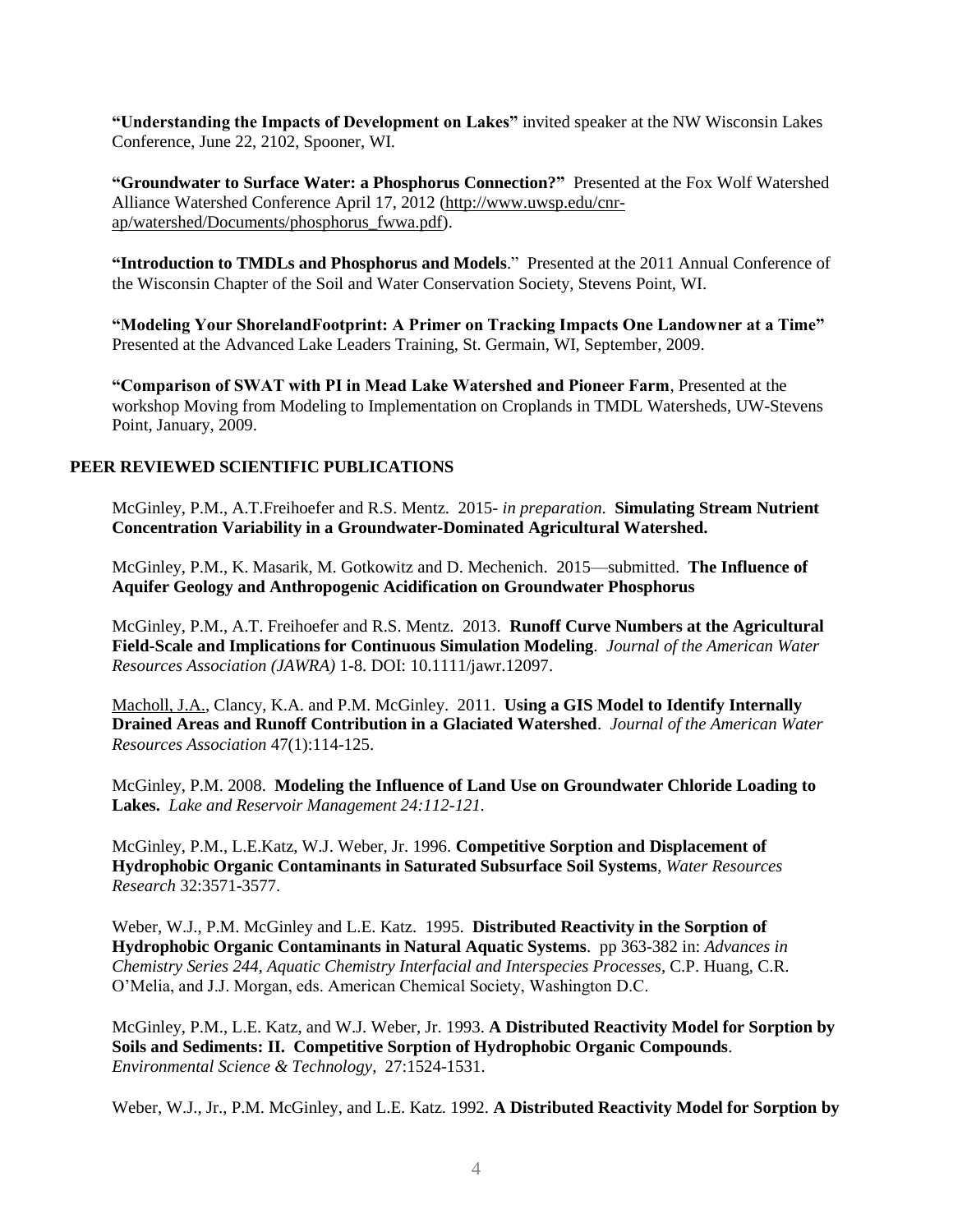**"Understanding the Impacts of Development on Lakes"** invited speaker at the NW Wisconsin Lakes Conference, June 22, 2102, Spooner, WI.

**"Groundwater to Surface Water: a Phosphorus Connection?"** Presented at the Fox Wolf Watershed Alliance Watershed Conference April 17, 2012 (http://www.uwsp.edu/cnr-ap/watershed/Documents/phosphorus_fwwa.pdf).

**"Introduction to TMDLs and Phosphorus and Models**." Presented at the 2011 Annual Conference of the Wisconsin Chapter of the Soil and Water Conservation Society, Stevens Point, WI.

**"Modeling Your ShorelandFootprint: A Primer on Tracking Impacts One Landowner at a Time"** Presented at the Advanced Lake Leaders Training, St. Germain, WI, September, 2009.

**"Comparison of SWAT with PI in Mead Lake Watershed and Pioneer Farm**, Presented at the workshop Moving from Modeling to Implementation on Croplands in TMDL Watersheds, UW-Stevens Point, January, 2009.

## PEER REVIEWED SCIENTIFIC PUBLICATIONS

McGinley, P.M., A.T.Freihoefer and R.S. Mentz. 2015- *in preparation.* **Simulating Stream Nutrient Concentration Variability in a Groundwater-Dominated Agricultural Watershed.**

McGinley, P.M., K. Masarik, M. Gotkowitz and D. Mechenich. 2015—submitted. **The Influence of Aquifer Geology and Anthropogenic Acidification on Groundwater Phosphorus**

McGinley, P.M., A.T. Freihoefer and R.S. Mentz. 2013. **Runoff Curve Numbers at the Agricultural Field-Scale and Implications for Continuous Simulation Modeling**. *Journal of the American Water Resources Association (JAWRA)* 1-8. DOI: 10.1111/jawr.12097.

Macholl, J.A., Clancy, K.A. and P.M. McGinley. 2011. **Using a GIS Model to Identify Internally Drained Areas and Runoff Contribution in a Glaciated Watershed**. *Journal of the American Water Resources Association* 47(1):114-125.

McGinley, P.M. 2008. **Modeling the Influence of Land Use on Groundwater Chloride Loading to Lakes.** *Lake and Reservoir Management 24:112-121.*

McGinley, P.M., L.E.Katz, W.J. Weber, Jr. 1996. **Competitive Sorption and Displacement of Hydrophobic Organic Contaminants in Saturated Subsurface Soil Systems**, *Water Resources Research* 32:3571-3577.

Weber, W.J., P.M. McGinley and L.E. Katz. 1995. **Distributed Reactivity in the Sorption of Hydrophobic Organic Contaminants in Natural Aquatic Systems**. pp 363-382 in: *Advances in Chemistry Series 244, Aquatic Chemistry Interfacial and Interspecies Processes*, C.P. Huang, C.R. O'Melia, and J.J. Morgan, eds. American Chemical Society, Washington D.C.

McGinley, P.M., L.E. Katz, and W.J. Weber, Jr. 1993. **A Distributed Reactivity Model for Sorption by Soils and Sediments: II. Competitive Sorption of Hydrophobic Organic Compounds**. *Environmental Science & Technology*, 27:1524-1531.

Weber, W.J., Jr., P.M. McGinley, and L.E. Katz. 1992. **A Distributed Reactivity Model for Sorption by**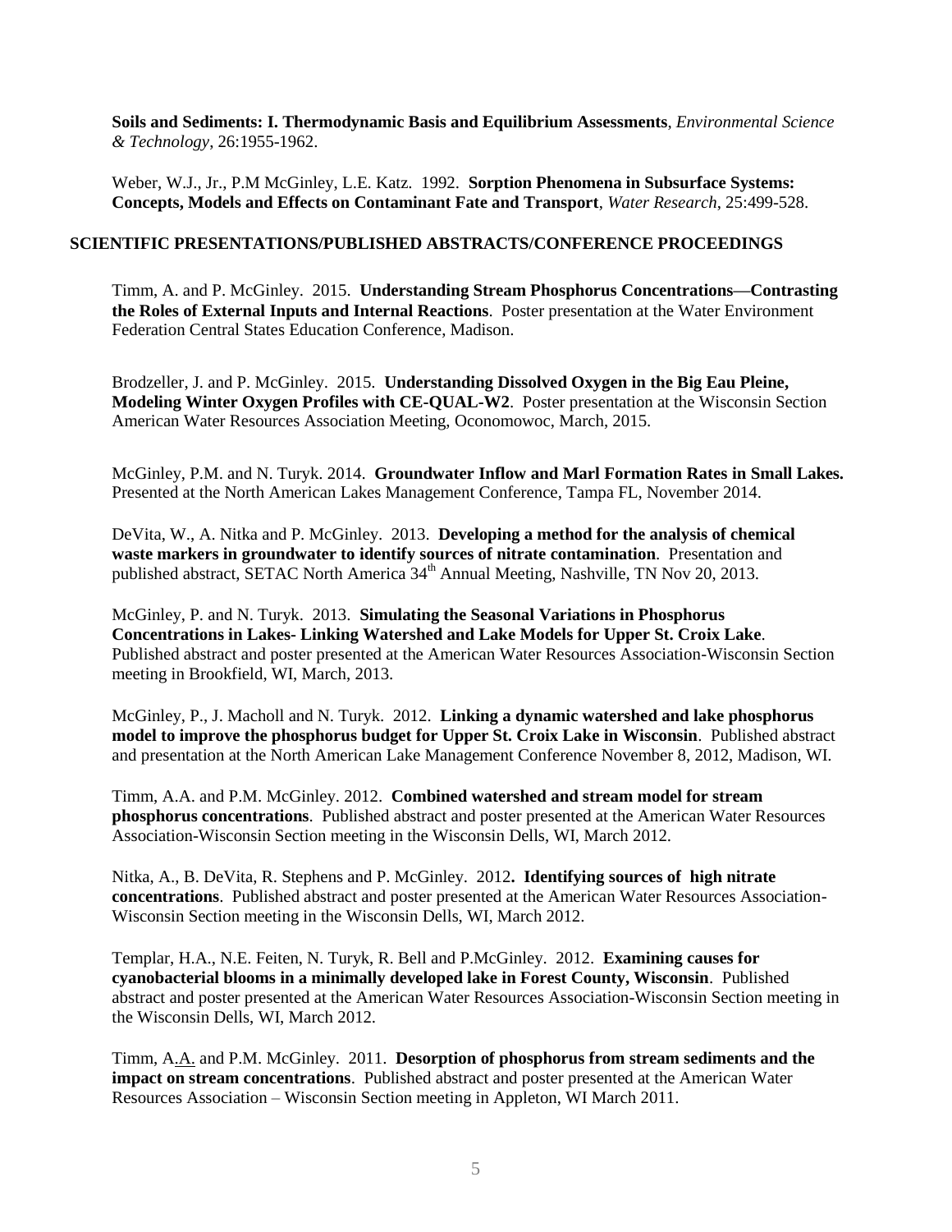**Soils and Sediments: I. Thermodynamic Basis and Equilibrium Assessments**, *Environmental Science & Technology*, 26:1955-1962.

Weber, W.J., Jr., P.M McGinley, L.E. Katz. 1992. **Sorption Phenomena in Subsurface Systems: Concepts, Models and Effects on Contaminant Fate and Transport**, *Water Research*, 25:499-528.

## SCIENTIFIC PRESENTATIONS/PUBLISHED ABSTRACTS/CONFERENCE PROCEEDINGS

Timm, A. and P. McGinley. 2015. **Understanding Stream Phosphorus Concentrations—Contrasting the Roles of External Inputs and Internal Reactions**. Poster presentation at the Water Environment Federation Central States Education Conference, Madison.

Brodzeller, J. and P. McGinley. 2015. **Understanding Dissolved Oxygen in the Big Eau Pleine, Modeling Winter Oxygen Profiles with CE-QUAL-W2**. Poster presentation at the Wisconsin Section American Water Resources Association Meeting, Oconomowoc, March, 2015.

McGinley, P.M. and N. Turyk. 2014. **Groundwater Inflow and Marl Formation Rates in Small Lakes.** Presented at the North American Lakes Management Conference, Tampa FL, November 2014.

DeVita, W., A. Nitka and P. McGinley. 2013. **Developing a method for the analysis of chemical waste markers in groundwater to identify sources of nitrate contamination**. Presentation and published abstract, SETAC North America 34th Annual Meeting, Nashville, TN Nov 20, 2013.

McGinley, P. and N. Turyk. 2013. **Simulating the Seasonal Variations in Phosphorus Concentrations in Lakes- Linking Watershed and Lake Models for Upper St. Croix Lake**. Published abstract and poster presented at the American Water Resources Association-Wisconsin Section meeting in Brookfield, WI, March, 2013.

McGinley, P., J. Macholl and N. Turyk. 2012. **Linking a dynamic watershed and lake phosphorus model to improve the phosphorus budget for Upper St. Croix Lake in Wisconsin**. Published abstract and presentation at the North American Lake Management Conference November 8, 2012, Madison, WI.

Timm, A.A. and P.M. McGinley. 2012. **Combined watershed and stream model for stream phosphorus concentrations**. Published abstract and poster presented at the American Water Resources Association-Wisconsin Section meeting in the Wisconsin Dells, WI, March 2012.

Nitka, A., B. DeVita, R. Stephens and P. McGinley. 2012**. Identifying sources of high nitrate concentrations**. Published abstract and poster presented at the American Water Resources Association-Wisconsin Section meeting in the Wisconsin Dells, WI, March 2012.

Templar, H.A., N.E. Feiten, N. Turyk, R. Bell and P.McGinley. 2012. **Examining causes for cyanobacterial blooms in a minimally developed lake in Forest County, Wisconsin**. Published abstract and poster presented at the American Water Resources Association-Wisconsin Section meeting in the Wisconsin Dells, WI, March 2012.

Timm, A.A. and P.M. McGinley. 2011. **Desorption of phosphorus from stream sediments and the impact on stream concentrations**. Published abstract and poster presented at the American Water Resources Association – Wisconsin Section meeting in Appleton, WI March 2011.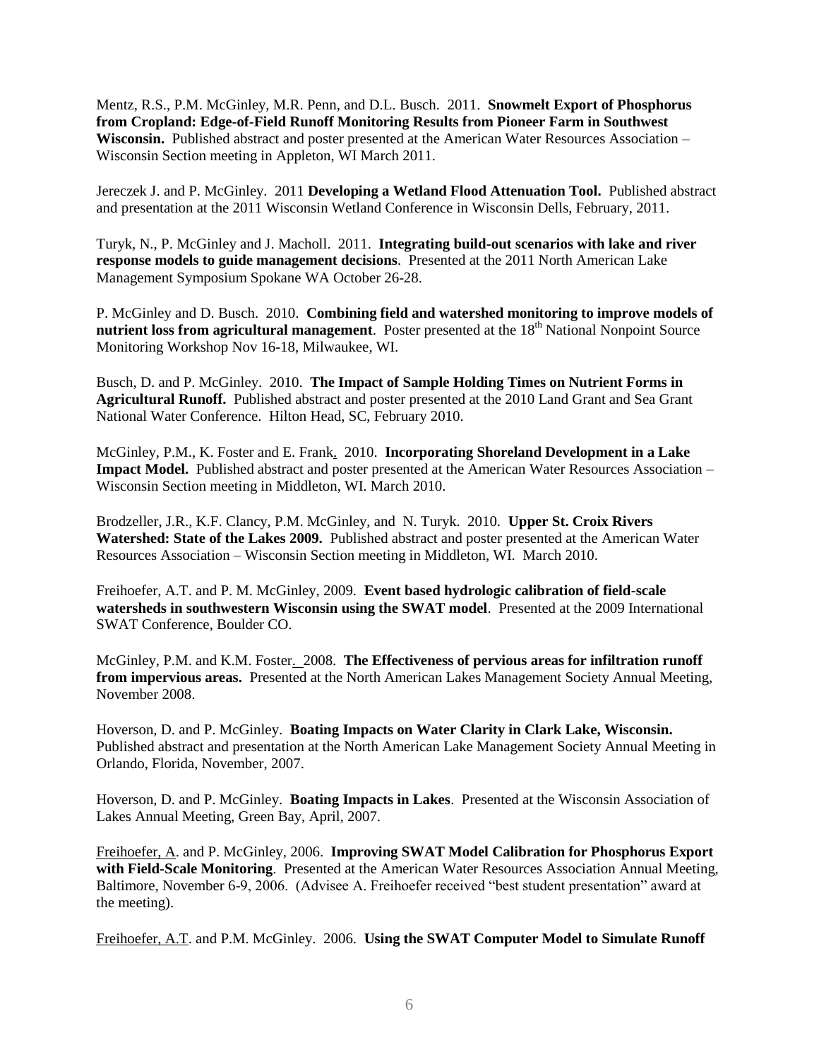Mentz, R.S., P.M. McGinley, M.R. Penn, and D.L. Busch. 2011. **Snowmelt Export of Phosphorus from Cropland: Edge-of-Field Runoff Monitoring Results from Pioneer Farm in Southwest Wisconsin.** Published abstract and poster presented at the American Water Resources Association – Wisconsin Section meeting in Appleton, WI March 2011.

Jereczek J. and P. McGinley. 2011 **Developing a Wetland Flood Attenuation Tool.** Published abstract and presentation at the 2011 Wisconsin Wetland Conference in Wisconsin Dells, February, 2011.

Turyk, N., P. McGinley and J. Macholl. 2011. **Integrating build-out scenarios with lake and river response models to guide management decisions**. Presented at the 2011 North American Lake Management Symposium Spokane WA October 26-28.

P. McGinley and D. Busch. 2010. **Combining field and watershed monitoring to improve models of nutrient loss from agricultural management**. Poster presented at the 18th National Nonpoint Source Monitoring Workshop Nov 16-18, Milwaukee, WI.

Busch, D. and P. McGinley. 2010. **The Impact of Sample Holding Times on Nutrient Forms in Agricultural Runoff.** Published abstract and poster presented at the 2010 Land Grant and Sea Grant National Water Conference. Hilton Head, SC, February 2010.

McGinley, P.M., K. Foster and E. Frank. 2010. **Incorporating Shoreland Development in a Lake Impact Model.** Published abstract and poster presented at the American Water Resources Association – Wisconsin Section meeting in Middleton, WI. March 2010.

Brodzeller, J.R., K.F. Clancy, P.M. McGinley, and N. Turyk. 2010. **Upper St. Croix Rivers Watershed: State of the Lakes 2009.** Published abstract and poster presented at the American Water Resources Association – Wisconsin Section meeting in Middleton, WI. March 2010.

Freihoefer, A.T. and P. M. McGinley, 2009. **Event based hydrologic calibration of field-scale watersheds in southwestern Wisconsin using the SWAT model**. Presented at the 2009 International SWAT Conference, Boulder CO.

McGinley, P.M. and K.M. Foster. 2008. **The Effectiveness of pervious areas for infiltration runoff from impervious areas.** Presented at the North American Lakes Management Society Annual Meeting, November 2008.

Hoverson, D. and P. McGinley. **Boating Impacts on Water Clarity in Clark Lake, Wisconsin.** Published abstract and presentation at the North American Lake Management Society Annual Meeting in Orlando, Florida, November, 2007.

Hoverson, D. and P. McGinley. **Boating Impacts in Lakes**. Presented at the Wisconsin Association of Lakes Annual Meeting, Green Bay, April, 2007.

Freihoefer, A. and P. McGinley, 2006. **Improving SWAT Model Calibration for Phosphorus Export with Field-Scale Monitoring**. Presented at the American Water Resources Association Annual Meeting, Baltimore, November 6-9, 2006. (Advisee A. Freihoefer received "best student presentation" award at the meeting).

Freihoefer, A.T. and P.M. McGinley. 2006. **Using the SWAT Computer Model to Simulate Runoff**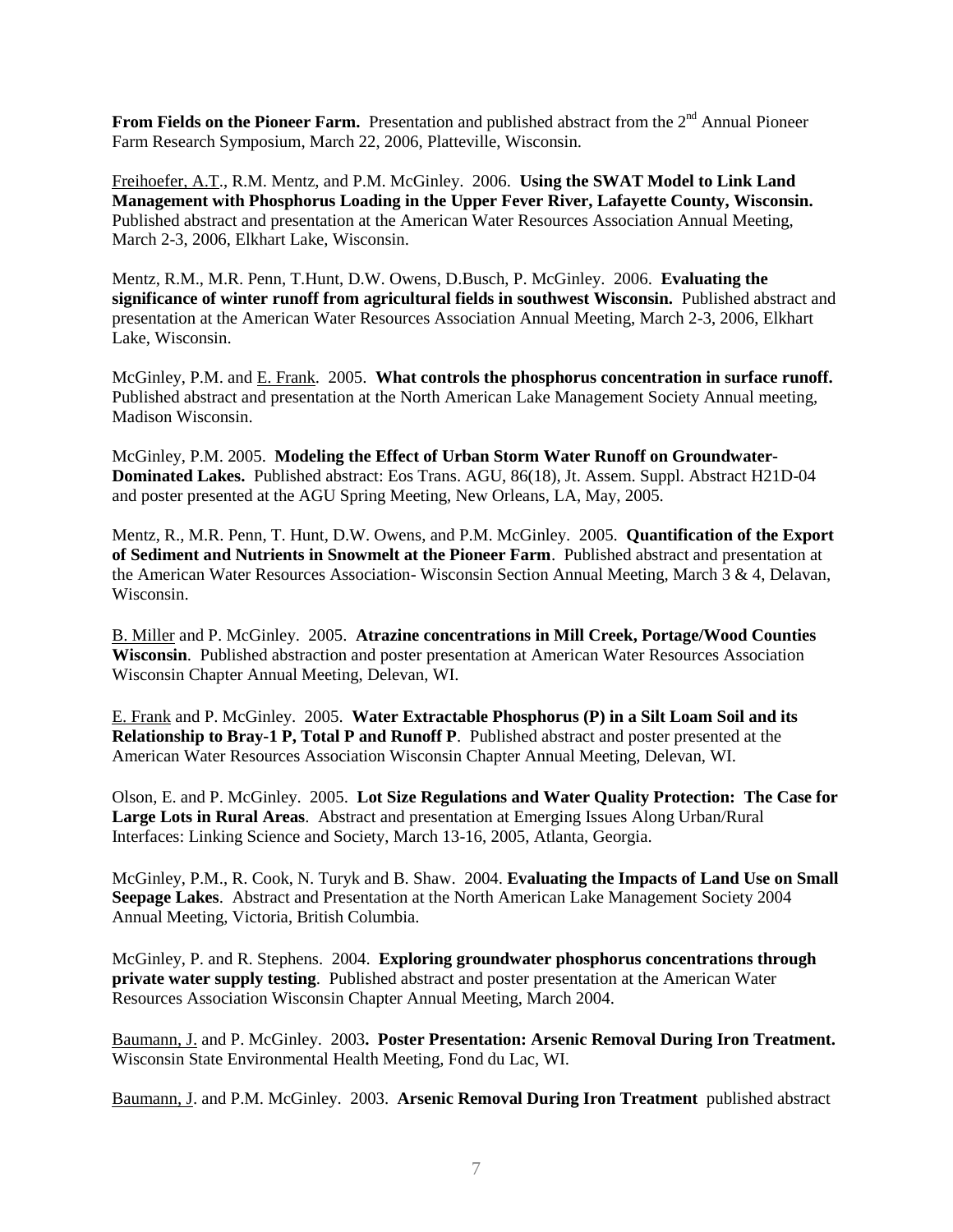**From Fields on the Pioneer Farm.** Presentation and published abstract from the 2nd Annual Pioneer Farm Research Symposium, March 22, 2006, Platteville, Wisconsin.

Freihoefer, A.T., R.M. Mentz, and P.M. McGinley. 2006. **Using the SWAT Model to Link Land Management with Phosphorus Loading in the Upper Fever River, Lafayette County, Wisconsin.** Published abstract and presentation at the American Water Resources Association Annual Meeting, March 2-3, 2006, Elkhart Lake, Wisconsin.

Mentz, R.M., M.R. Penn, T.Hunt, D.W. Owens, D.Busch, P. McGinley. 2006. **Evaluating the significance of winter runoff from agricultural fields in southwest Wisconsin.** Published abstract and presentation at the American Water Resources Association Annual Meeting, March 2-3, 2006, Elkhart Lake, Wisconsin.

McGinley, P.M. and E. Frank. 2005. **What controls the phosphorus concentration in surface runoff.** Published abstract and presentation at the North American Lake Management Society Annual meeting, Madison Wisconsin.

McGinley, P.M. 2005. **Modeling the Effect of Urban Storm Water Runoff on Groundwater-Dominated Lakes.** Published abstract: Eos Trans. AGU, 86(18), Jt. Assem. Suppl. Abstract H21D-04 and poster presented at the AGU Spring Meeting, New Orleans, LA, May, 2005.

Mentz, R., M.R. Penn, T. Hunt, D.W. Owens, and P.M. McGinley. 2005. **Quantification of the Export of Sediment and Nutrients in Snowmelt at the Pioneer Farm**. Published abstract and presentation at the American Water Resources Association- Wisconsin Section Annual Meeting, March 3 & 4, Delavan, Wisconsin.

B. Miller and P. McGinley. 2005. **Atrazine concentrations in Mill Creek, Portage/Wood Counties Wisconsin**. Published abstraction and poster presentation at American Water Resources Association Wisconsin Chapter Annual Meeting, Delevan, WI.

E. Frank and P. McGinley. 2005. **Water Extractable Phosphorus (P) in a Silt Loam Soil and its Relationship to Bray-1 P, Total P and Runoff P**. Published abstract and poster presented at the American Water Resources Association Wisconsin Chapter Annual Meeting, Delevan, WI.

Olson, E. and P. McGinley. 2005. **Lot Size Regulations and Water Quality Protection: The Case for Large Lots in Rural Areas**. Abstract and presentation at Emerging Issues Along Urban/Rural Interfaces: Linking Science and Society, March 13-16, 2005, Atlanta, Georgia.

McGinley, P.M., R. Cook, N. Turyk and B. Shaw. 2004. **Evaluating the Impacts of Land Use on Small Seepage Lakes**. Abstract and Presentation at the North American Lake Management Society 2004 Annual Meeting, Victoria, British Columbia.

McGinley, P. and R. Stephens. 2004. **Exploring groundwater phosphorus concentrations through private water supply testing**. Published abstract and poster presentation at the American Water Resources Association Wisconsin Chapter Annual Meeting, March 2004.

Baumann, J. and P. McGinley. 2003**. Poster Presentation: Arsenic Removal During Iron Treatment.** Wisconsin State Environmental Health Meeting, Fond du Lac, WI.

Baumann, J. and P.M. McGinley. 2003. **Arsenic Removal During Iron Treatment** published abstract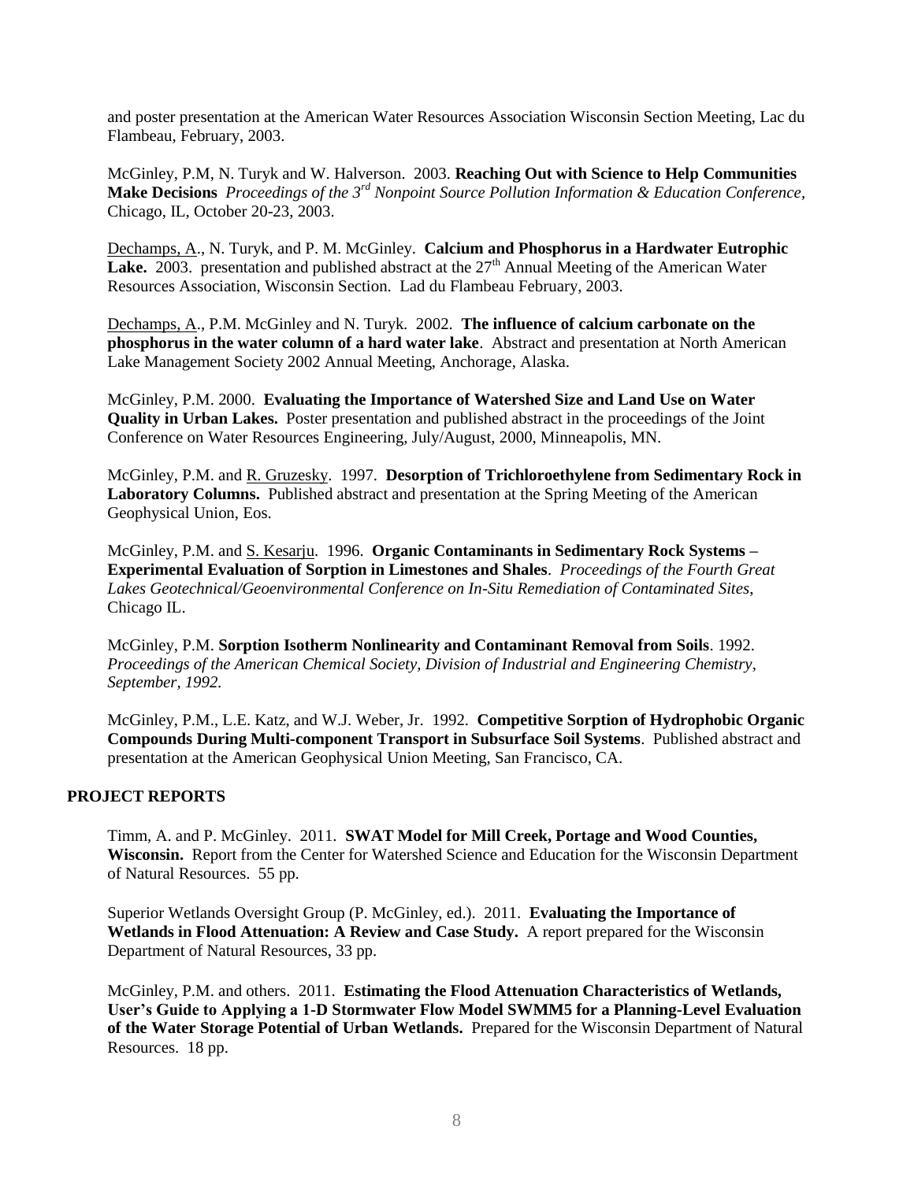and poster presentation at the American Water Resources Association Wisconsin Section Meeting, Lac du Flambeau, February, 2003.

McGinley, P.M, N. Turyk and W. Halverson. 2003. **Reaching Out with Science to Help Communities Make Decisions** *Proceedings of the 3rd Nonpoint Source Pollution Information & Education Conference*, Chicago, IL, October 20-23, 2003.

Dechamps, A., N. Turyk, and P. M. McGinley. **Calcium and Phosphorus in a Hardwater Eutrophic Lake.** 2003. presentation and published abstract at the 27th Annual Meeting of the American Water Resources Association, Wisconsin Section. Lad du Flambeau February, 2003.

Dechamps, A., P.M. McGinley and N. Turyk. 2002. **The influence of calcium carbonate on the phosphorus in the water column of a hard water lake**. Abstract and presentation at North American Lake Management Society 2002 Annual Meeting, Anchorage, Alaska.

McGinley, P.M. 2000. **Evaluating the Importance of Watershed Size and Land Use on Water Quality in Urban Lakes.** Poster presentation and published abstract in the proceedings of the Joint Conference on Water Resources Engineering, July/August, 2000, Minneapolis, MN.

McGinley, P.M. and R. Gruzesky. 1997. **Desorption of Trichloroethylene from Sedimentary Rock in Laboratory Columns.** Published abstract and presentation at the Spring Meeting of the American Geophysical Union, Eos.

McGinley, P.M. and S. Kesarju. 1996. **Organic Contaminants in Sedimentary Rock Systems – Experimental Evaluation of Sorption in Limestones and Shales**. *Proceedings of the Fourth Great Lakes Geotechnical/Geoenvironmental Conference on In-Situ Remediation of Contaminated Sites*, Chicago IL.

McGinley, P.M. **Sorption Isotherm Nonlinearity and Contaminant Removal from Soils**. 1992. *Proceedings of the American Chemical Society, Division of Industrial and Engineering Chemistry, September, 1992.*

McGinley, P.M., L.E. Katz, and W.J. Weber, Jr. 1992. **Competitive Sorption of Hydrophobic Organic Compounds During Multi-component Transport in Subsurface Soil Systems**. Published abstract and presentation at the American Geophysical Union Meeting, San Francisco, CA.

## PROJECT REPORTS

Timm, A. and P. McGinley. 2011. **SWAT Model for Mill Creek, Portage and Wood Counties, Wisconsin.** Report from the Center for Watershed Science and Education for the Wisconsin Department of Natural Resources. 55 pp.

Superior Wetlands Oversight Group (P. McGinley, ed.). 2011. **Evaluating the Importance of Wetlands in Flood Attenuation: A Review and Case Study.** A report prepared for the Wisconsin Department of Natural Resources, 33 pp.

McGinley, P.M. and others. 2011. **Estimating the Flood Attenuation Characteristics of Wetlands, User's Guide to Applying a 1-D Stormwater Flow Model SWMM5 for a Planning-Level Evaluation of the Water Storage Potential of Urban Wetlands.** Prepared for the Wisconsin Department of Natural Resources. 18 pp.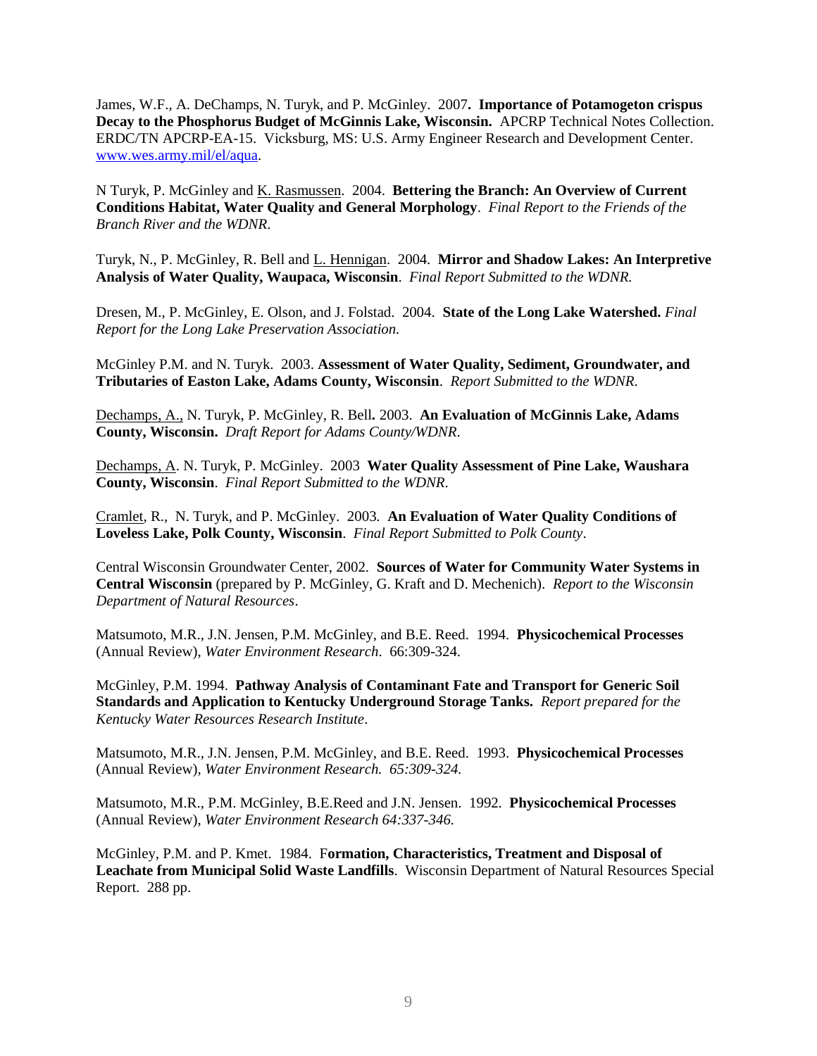James, W.F., A. DeChamps, N. Turyk, and P. McGinley. 2007**. Importance of Potamogeton crispus Decay to the Phosphorus Budget of McGinnis Lake, Wisconsin.** APCRP Technical Notes Collection. ERDC/TN APCRP-EA-15. Vicksburg, MS: U.S. Army Engineer Research and Development Center. www.wes.army.mil/el/aqua.

N Turyk, P. McGinley and K. Rasmussen. 2004. **Bettering the Branch: An Overview of Current Conditions Habitat, Water Quality and General Morphology**. *Final Report to the Friends of the Branch River and the WDNR*.

Turyk, N., P. McGinley, R. Bell and L. Hennigan. 2004. **Mirror and Shadow Lakes: An Interpretive Analysis of Water Quality, Waupaca, Wisconsin**. *Final Report Submitted to the WDNR.*

Dresen, M., P. McGinley, E. Olson, and J. Folstad. 2004. **State of the Long Lake Watershed.** *Final Report for the Long Lake Preservation Association.*

McGinley P.M. and N. Turyk. 2003. **Assessment of Water Quality, Sediment, Groundwater, and Tributaries of Easton Lake, Adams County, Wisconsin**. *Report Submitted to the WDNR.*

Dechamps, A., N. Turyk, P. McGinley, R. Bell**.** 2003. **An Evaluation of McGinnis Lake, Adams County, Wisconsin.** *Draft Report for Adams County/WDNR*.

Dechamps, A. N. Turyk, P. McGinley. 2003 **Water Quality Assessment of Pine Lake, Waushara County, Wisconsin**. *Final Report Submitted to the WDNR.*

Cramlet, R., N. Turyk, and P. McGinley. 2003. **An Evaluation of Water Quality Conditions of Loveless Lake, Polk County, Wisconsin**. *Final Report Submitted to Polk County*.

Central Wisconsin Groundwater Center, 2002. **Sources of Water for Community Water Systems in Central Wisconsin** (prepared by P. McGinley, G. Kraft and D. Mechenich). *Report to the Wisconsin Department of Natural Resources*.

Matsumoto, M.R., J.N. Jensen, P.M. McGinley, and B.E. Reed. 1994. **Physicochemical Processes** (Annual Review), *Water Environment Research*. 66:309-324.

McGinley, P.M. 1994. **Pathway Analysis of Contaminant Fate and Transport for Generic Soil Standards and Application to Kentucky Underground Storage Tanks.** *Report prepared for the Kentucky Water Resources Research Institute*.

Matsumoto, M.R., J.N. Jensen, P.M. McGinley, and B.E. Reed. 1993. **Physicochemical Processes** (Annual Review), *Water Environment Research. 65:309-324.*

Matsumoto, M.R., P.M. McGinley, B.E.Reed and J.N. Jensen. 1992. **Physicochemical Processes** (Annual Review), *Water Environment Research 64:337-346.*

McGinley, P.M. and P. Kmet. 1984. F**ormation, Characteristics, Treatment and Disposal of Leachate from Municipal Solid Waste Landfills**. Wisconsin Department of Natural Resources Special Report. 288 pp.